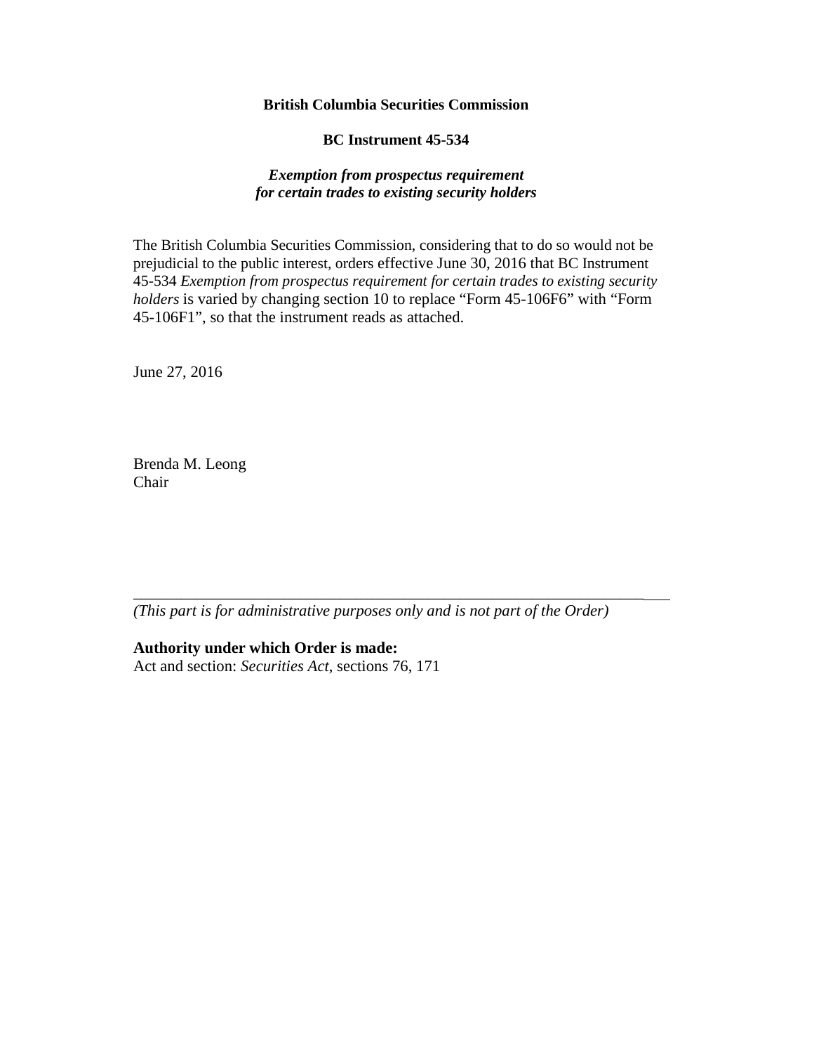**British Columbia Securities Commission**

**BC Instrument 45-534**

***Exemption from prospectus requirement for certain trades to existing security holders***

The British Columbia Securities Commission, considering that to do so would not be prejudicial to the public interest, orders effective June 30, 2016 that BC Instrument 45-534 *Exemption from prospectus requirement for certain trades to existing security holders* is varied by changing section 10 to replace "Form 45-106F6" with "Form 45-106F1", so that the instrument reads as attached.

June 27, 2016

Brenda M. Leong
Chair

---

*(This part is for administrative purposes only and is not part of the Order)*

**Authority under which Order is made:**
Act and section: *Securities Act*, sections 76, 171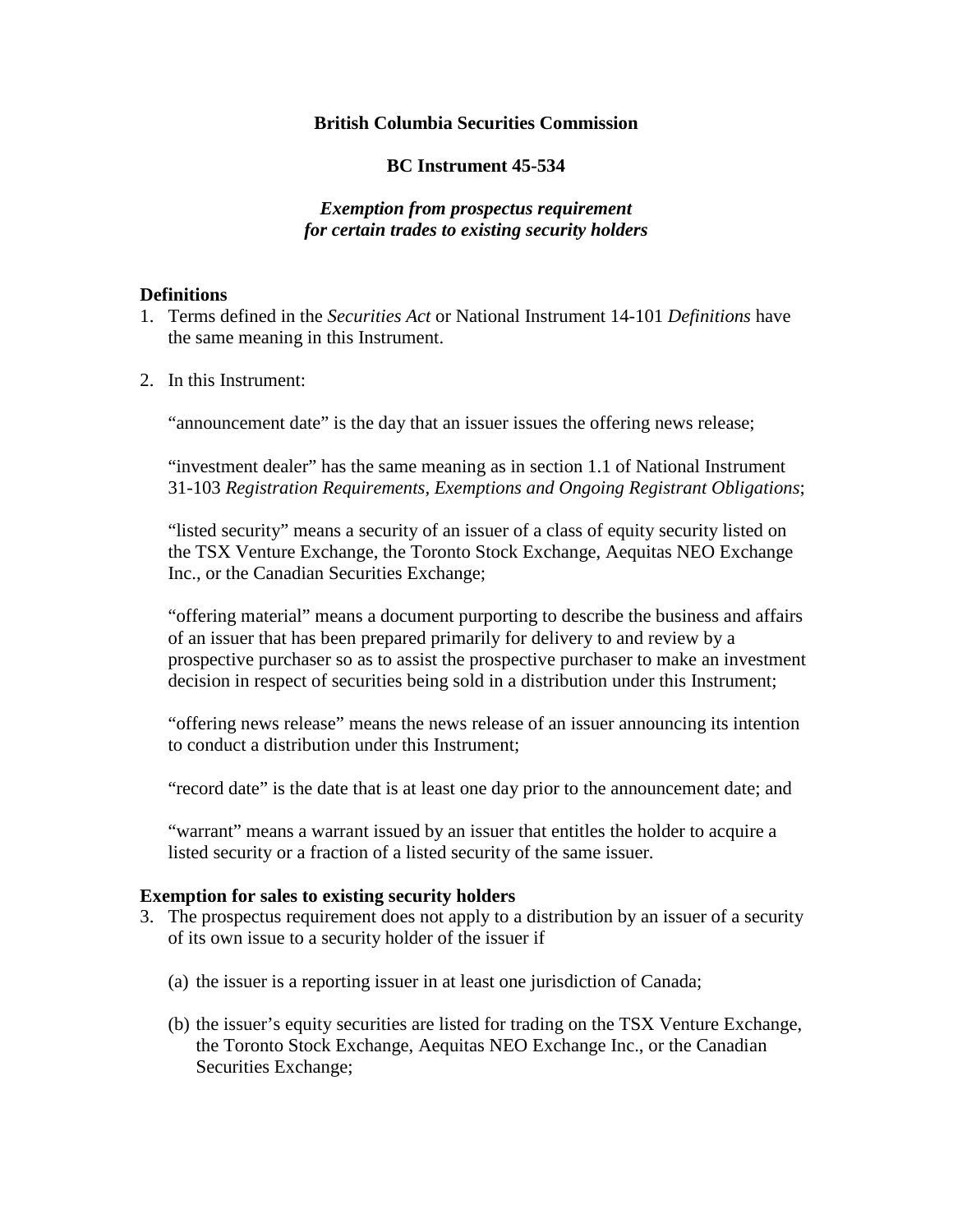**British Columbia Securities Commission**

**BC Instrument 45-534**

***Exemption from prospectus requirement for certain trades to existing security holders***

**Definitions**

1. Terms defined in the *Securities Act* or National Instrument 14-101 *Definitions* have the same meaning in this Instrument.

2. In this Instrument:

   "announcement date" is the day that an issuer issues the offering news release;

   "investment dealer" has the same meaning as in section 1.1 of National Instrument 31-103 *Registration Requirements, Exemptions and Ongoing Registrant Obligations*;

   "listed security" means a security of an issuer of a class of equity security listed on the TSX Venture Exchange, the Toronto Stock Exchange, Aequitas NEO Exchange Inc., or the Canadian Securities Exchange;

   "offering material" means a document purporting to describe the business and affairs of an issuer that has been prepared primarily for delivery to and review by a prospective purchaser so as to assist the prospective purchaser to make an investment decision in respect of securities being sold in a distribution under this Instrument;

   "offering news release" means the news release of an issuer announcing its intention to conduct a distribution under this Instrument;

   "record date" is the date that is at least one day prior to the announcement date; and

   "warrant" means a warrant issued by an issuer that entitles the holder to acquire a listed security or a fraction of a listed security of the same issuer.

**Exemption for sales to existing security holders**

3. The prospectus requirement does not apply to a distribution by an issuer of a security of its own issue to a security holder of the issuer if

   (a) the issuer is a reporting issuer in at least one jurisdiction of Canada;

   (b) the issuer's equity securities are listed for trading on the TSX Venture Exchange, the Toronto Stock Exchange, Aequitas NEO Exchange Inc., or the Canadian Securities Exchange;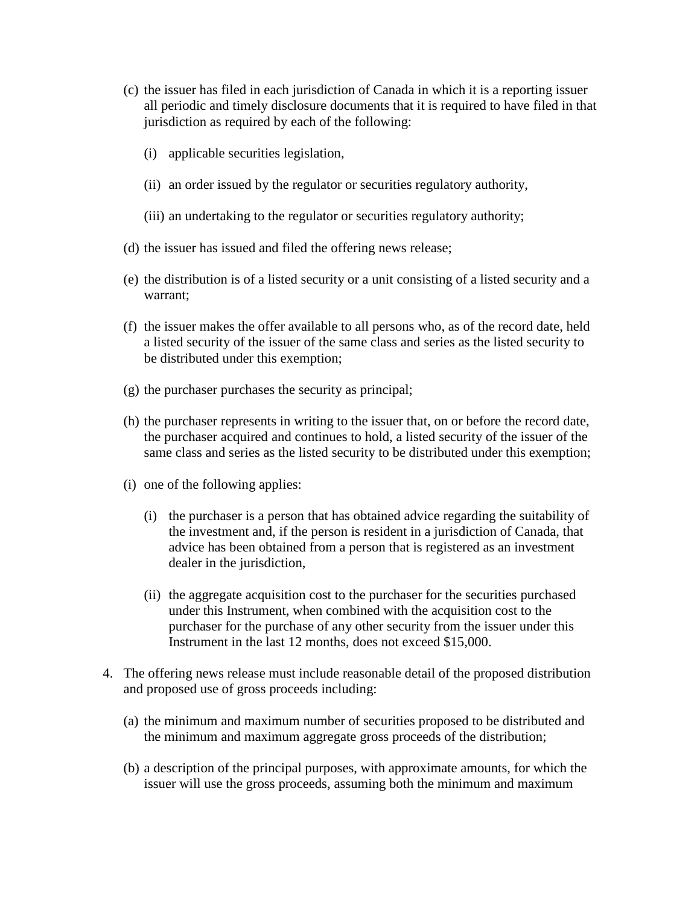(c) the issuer has filed in each jurisdiction of Canada in which it is a reporting issuer all periodic and timely disclosure documents that it is required to have filed in that jurisdiction as required by each of the following:

  (i) applicable securities legislation,

  (ii) an order issued by the regulator or securities regulatory authority,

  (iii) an undertaking to the regulator or securities regulatory authority;

(d) the issuer has issued and filed the offering news release;

(e) the distribution is of a listed security or a unit consisting of a listed security and a warrant;

(f) the issuer makes the offer available to all persons who, as of the record date, held a listed security of the issuer of the same class and series as the listed security to be distributed under this exemption;

(g) the purchaser purchases the security as principal;

(h) the purchaser represents in writing to the issuer that, on or before the record date, the purchaser acquired and continues to hold, a listed security of the issuer of the same class and series as the listed security to be distributed under this exemption;

(i) one of the following applies:

  (i) the purchaser is a person that has obtained advice regarding the suitability of the investment and, if the person is resident in a jurisdiction of Canada, that advice has been obtained from a person that is registered as an investment dealer in the jurisdiction,

  (ii) the aggregate acquisition cost to the purchaser for the securities purchased under this Instrument, when combined with the acquisition cost to the purchaser for the purchase of any other security from the issuer under this Instrument in the last 12 months, does not exceed $15,000.

4. The offering news release must include reasonable detail of the proposed distribution and proposed use of gross proceeds including:

  (a) the minimum and maximum number of securities proposed to be distributed and the minimum and maximum aggregate gross proceeds of the distribution;

  (b) a description of the principal purposes, with approximate amounts, for which the issuer will use the gross proceeds, assuming both the minimum and maximum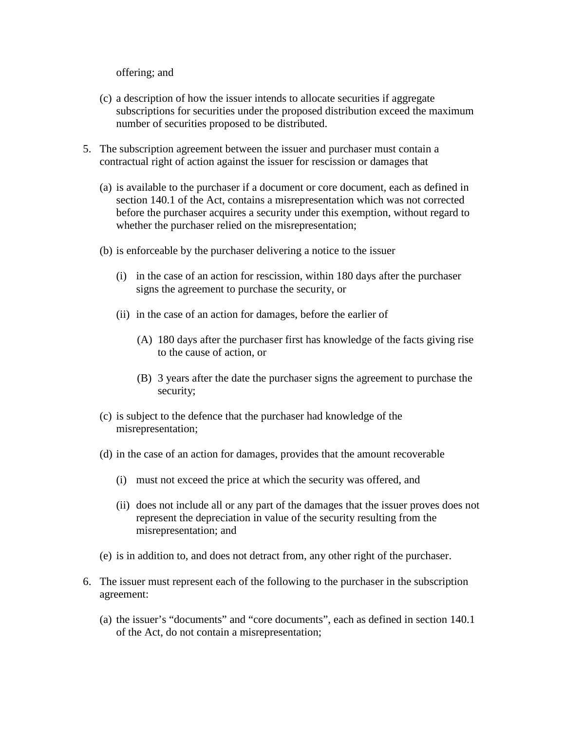offering; and

(c) a description of how the issuer intends to allocate securities if aggregate subscriptions for securities under the proposed distribution exceed the maximum number of securities proposed to be distributed.

5. The subscription agreement between the issuer and purchaser must contain a contractual right of action against the issuer for rescission or damages that

   (a) is available to the purchaser if a document or core document, each as defined in section 140.1 of the Act, contains a misrepresentation which was not corrected before the purchaser acquires a security under this exemption, without regard to whether the purchaser relied on the misrepresentation;

   (b) is enforceable by the purchaser delivering a notice to the issuer

      (i) in the case of an action for rescission, within 180 days after the purchaser signs the agreement to purchase the security, or

      (ii) in the case of an action for damages, before the earlier of

         (A) 180 days after the purchaser first has knowledge of the facts giving rise to the cause of action, or

         (B) 3 years after the date the purchaser signs the agreement to purchase the security;

   (c) is subject to the defence that the purchaser had knowledge of the misrepresentation;

   (d) in the case of an action for damages, provides that the amount recoverable

      (i) must not exceed the price at which the security was offered, and

      (ii) does not include all or any part of the damages that the issuer proves does not represent the depreciation in value of the security resulting from the misrepresentation; and

   (e) is in addition to, and does not detract from, any other right of the purchaser.

6. The issuer must represent each of the following to the purchaser in the subscription agreement:

   (a) the issuer's "documents" and "core documents", each as defined in section 140.1 of the Act, do not contain a misrepresentation;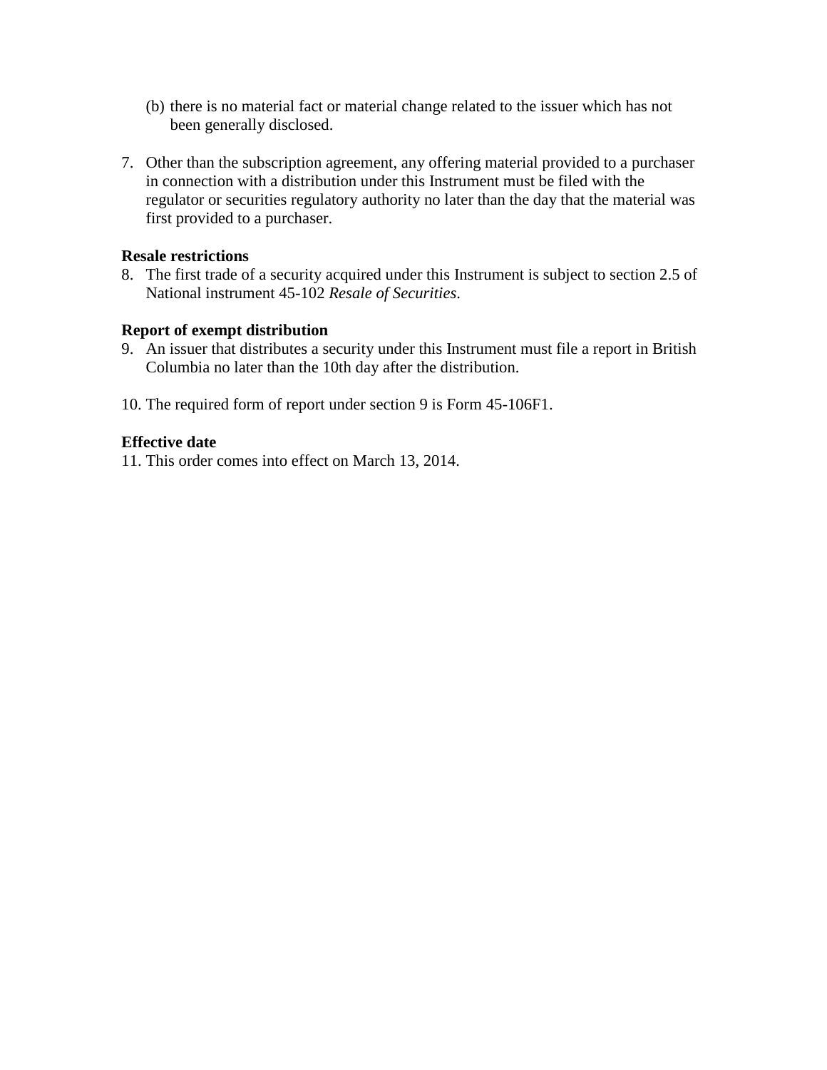(b) there is no material fact or material change related to the issuer which has not been generally disclosed.

7. Other than the subscription agreement, any offering material provided to a purchaser in connection with a distribution under this Instrument must be filed with the regulator or securities regulatory authority no later than the day that the material was first provided to a purchaser.

**Resale restrictions**

8. The first trade of a security acquired under this Instrument is subject to section 2.5 of National instrument 45-102 *Resale of Securities*.

**Report of exempt distribution**

9. An issuer that distributes a security under this Instrument must file a report in British Columbia no later than the 10th day after the distribution.

10. The required form of report under section 9 is Form 45-106F1.

**Effective date**

11. This order comes into effect on March 13, 2014.